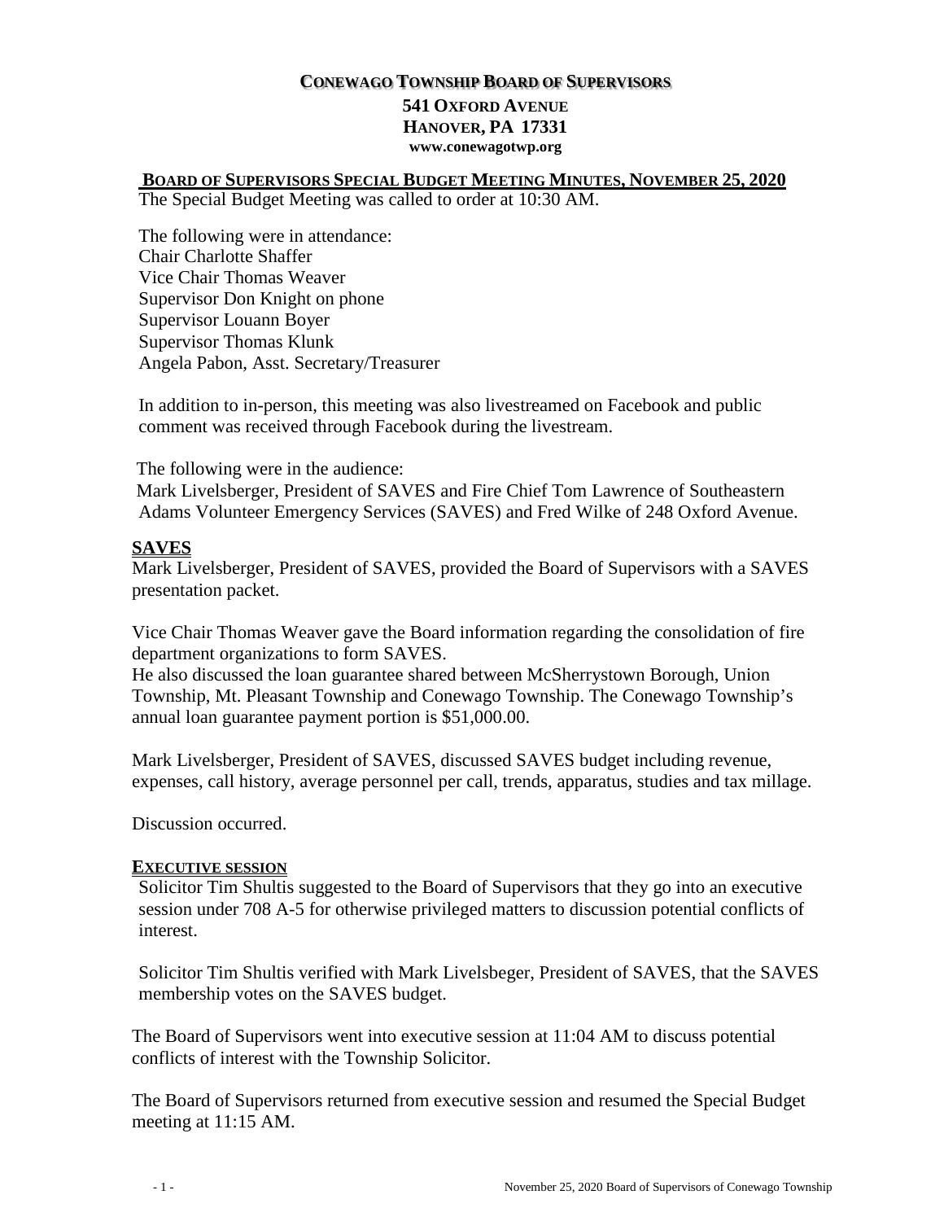# CONEWAGO TOWNSHIP BOARD OF SUPERVISORS

**541 OXFORD AVENUE**
**HANOVER, PA 17331**
**www.conewagotwp.org**

## BOARD OF SUPERVISORS SPECIAL BUDGET MEETING MINUTES, NOVEMBER 25, 2020

The Special Budget Meeting was called to order at 10:30 AM.

The following were in attendance:
Chair Charlotte Shaffer
Vice Chair Thomas Weaver
Supervisor Don Knight on phone
Supervisor Louann Boyer
Supervisor Thomas Klunk
Angela Pabon, Asst. Secretary/Treasurer

In addition to in-person, this meeting was also livestreamed on Facebook and public comment was received through Facebook during the livestream.

The following were in the audience:
Mark Livelsberger, President of SAVES and Fire Chief Tom Lawrence of Southeastern Adams Volunteer Emergency Services (SAVES) and Fred Wilke of 248 Oxford Avenue.

### SAVES

Mark Livelsberger, President of SAVES, provided the Board of Supervisors with a SAVES presentation packet.

Vice Chair Thomas Weaver gave the Board information regarding the consolidation of fire department organizations to form SAVES.
He also discussed the loan guarantee shared between McSherrystown Borough, Union Township, Mt. Pleasant Township and Conewago Township. The Conewago Township's annual loan guarantee payment portion is $51,000.00.

Mark Livelsberger, President of SAVES, discussed SAVES budget including revenue, expenses, call history, average personnel per call, trends, apparatus, studies and tax millage.

Discussion occurred.

### EXECUTIVE SESSION

Solicitor Tim Shultis suggested to the Board of Supervisors that they go into an executive session under 708 A-5 for otherwise privileged matters to discussion potential conflicts of interest.

Solicitor Tim Shultis verified with Mark Livelsbeger, President of SAVES, that the SAVES membership votes on the SAVES budget.

The Board of Supervisors went into executive session at 11:04 AM to discuss potential conflicts of interest with the Township Solicitor.

The Board of Supervisors returned from executive session and resumed the Special Budget meeting at 11:15 AM.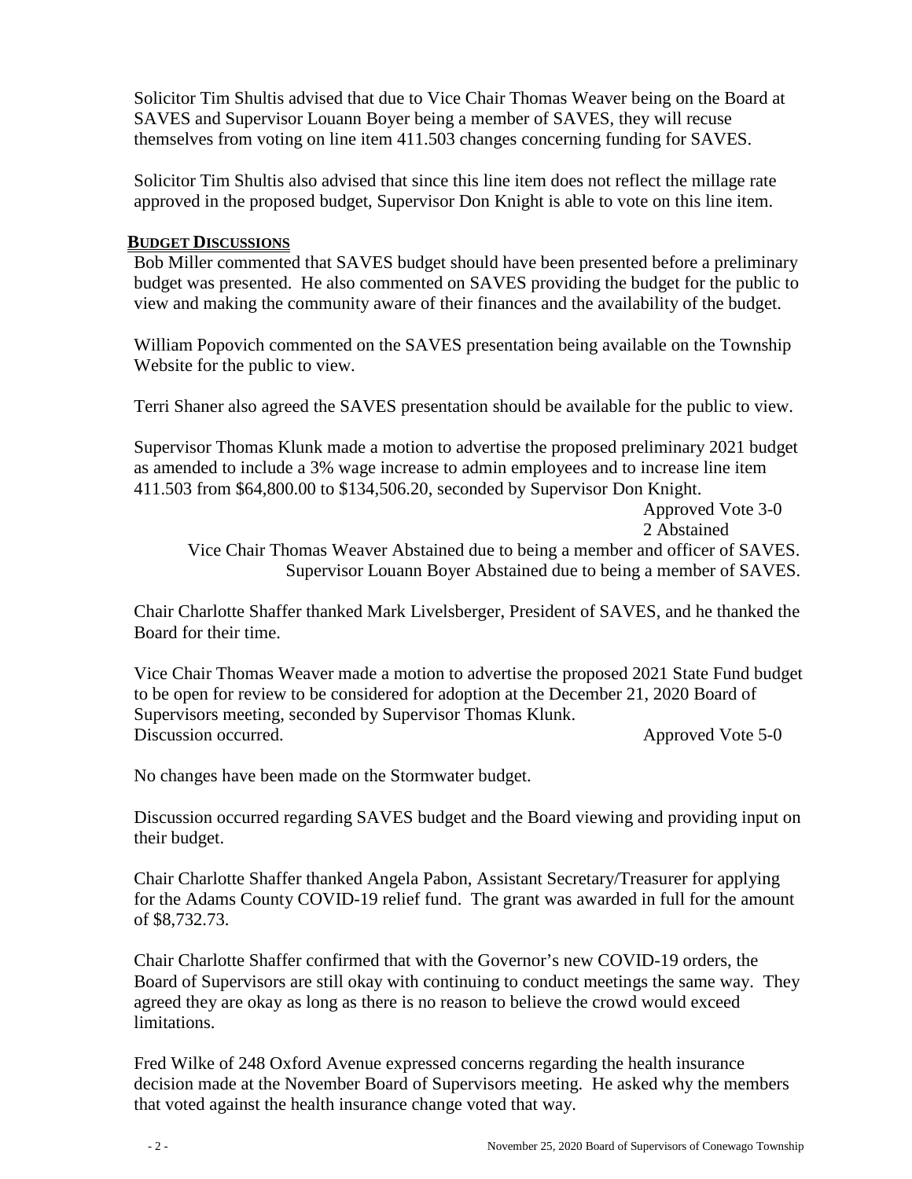Solicitor Tim Shultis advised that due to Vice Chair Thomas Weaver being on the Board at SAVES and Supervisor Louann Boyer being a member of SAVES, they will recuse themselves from voting on line item 411.503 changes concerning funding for SAVES.

Solicitor Tim Shultis also advised that since this line item does not reflect the millage rate approved in the proposed budget, Supervisor Don Knight is able to vote on this line item.

## BUDGET DISCUSSIONS

Bob Miller commented that SAVES budget should have been presented before a preliminary budget was presented. He also commented on SAVES providing the budget for the public to view and making the community aware of their finances and the availability of the budget.

William Popovich commented on the SAVES presentation being available on the Township Website for the public to view.

Terri Shaner also agreed the SAVES presentation should be available for the public to view.

Supervisor Thomas Klunk made a motion to advertise the proposed preliminary 2021 budget as amended to include a 3% wage increase to admin employees and to increase line item 411.503 from $64,800.00 to $134,506.20, seconded by Supervisor Don Knight.

Approved Vote 3-0
2 Abstained

Vice Chair Thomas Weaver Abstained due to being a member and officer of SAVES.
Supervisor Louann Boyer Abstained due to being a member of SAVES.

Chair Charlotte Shaffer thanked Mark Livelsberger, President of SAVES, and he thanked the Board for their time.

Vice Chair Thomas Weaver made a motion to advertise the proposed 2021 State Fund budget to be open for review to be considered for adoption at the December 21, 2020 Board of Supervisors meeting, seconded by Supervisor Thomas Klunk.
Discussion occurred. Approved Vote 5-0

No changes have been made on the Stormwater budget.

Discussion occurred regarding SAVES budget and the Board viewing and providing input on their budget.

Chair Charlotte Shaffer thanked Angela Pabon, Assistant Secretary/Treasurer for applying for the Adams County COVID-19 relief fund. The grant was awarded in full for the amount of $8,732.73.

Chair Charlotte Shaffer confirmed that with the Governor's new COVID-19 orders, the Board of Supervisors are still okay with continuing to conduct meetings the same way. They agreed they are okay as long as there is no reason to believe the crowd would exceed limitations.

Fred Wilke of 248 Oxford Avenue expressed concerns regarding the health insurance decision made at the November Board of Supervisors meeting. He asked why the members that voted against the health insurance change voted that way.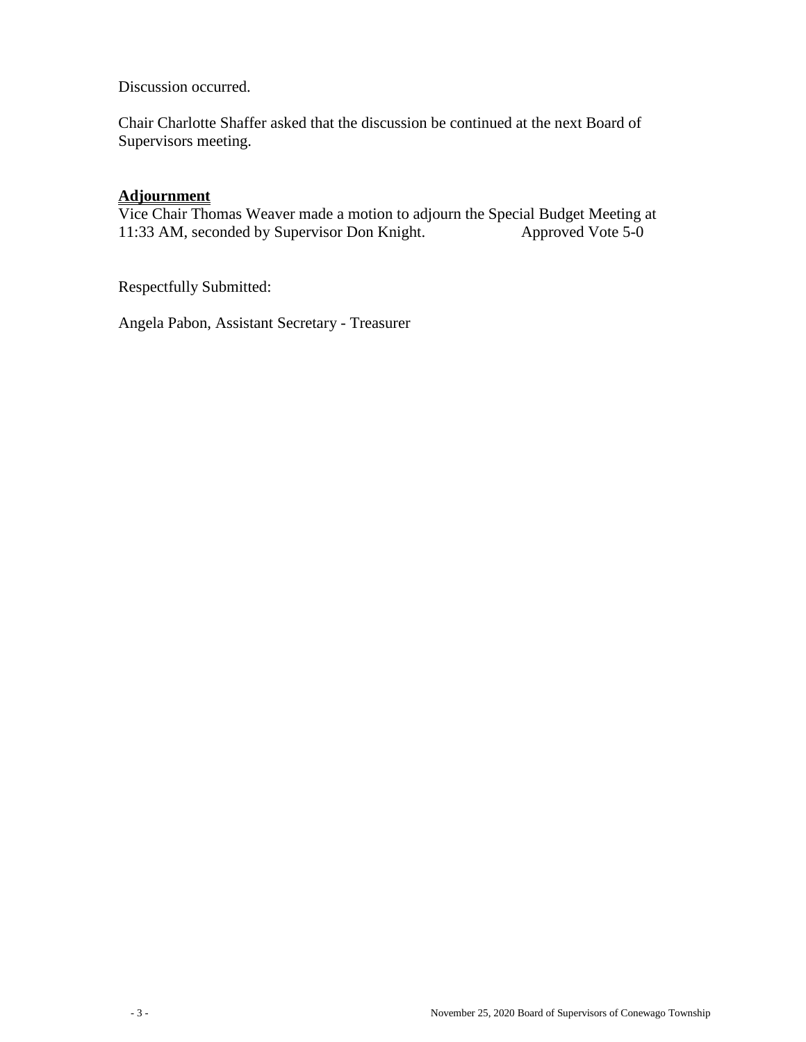Discussion occurred.

Chair Charlotte Shaffer asked that the discussion be continued at the next Board of Supervisors meeting.

**Adjournment**

Vice Chair Thomas Weaver made a motion to adjourn the Special Budget Meeting at 11:33 AM, seconded by Supervisor Don Knight. Approved Vote 5-0

Respectfully Submitted:

Angela Pabon, Assistant Secretary - Treasurer